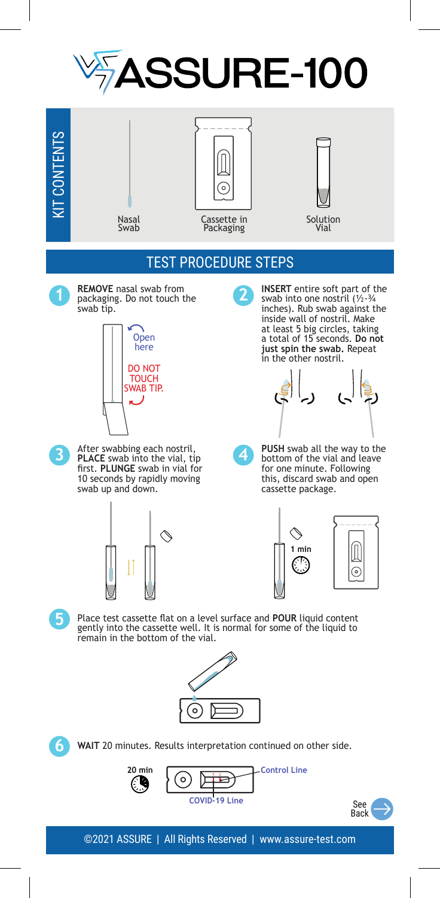# ASSURE-100

## KIT CONTENTS

- Nasal Swab
- Cassette in Packaging
- Solution Vial

## TEST PROCEDURE STEPS

**1** **REMOVE** nasal swab from packaging. Do not touch the swab tip.

Open here

DO NOT TOUCH SWAB TIP.

**2** **INSERT** entire soft part of the swab into one nostril (½-¾ inches). Rub swab against the inside wall of nostril. Make at least 5 big circles, taking a total of 15 seconds. **Do not just spin the swab.** Repeat in the other nostril.

**3** After swabbing each nostril, **PLACE** swab into the vial, tip first. **PLUNGE** swab in vial for 10 seconds by rapidly moving swab up and down.

**4** **PUSH** swab all the way to the bottom of the vial and leave for one minute. Following this, discard swab and open cassette package.

1 min

**5** Place test cassette flat on a level surface and **POUR** liquid content gently into the cassette well. It is normal for some of the liquid to remain in the bottom of the vial.

**6** **WAIT** 20 minutes. Results interpretation continued on other side.

20 min

Control Line

COVID-19 Line

See Back

©2021 ASSURE | All Rights Reserved | www.assure-test.com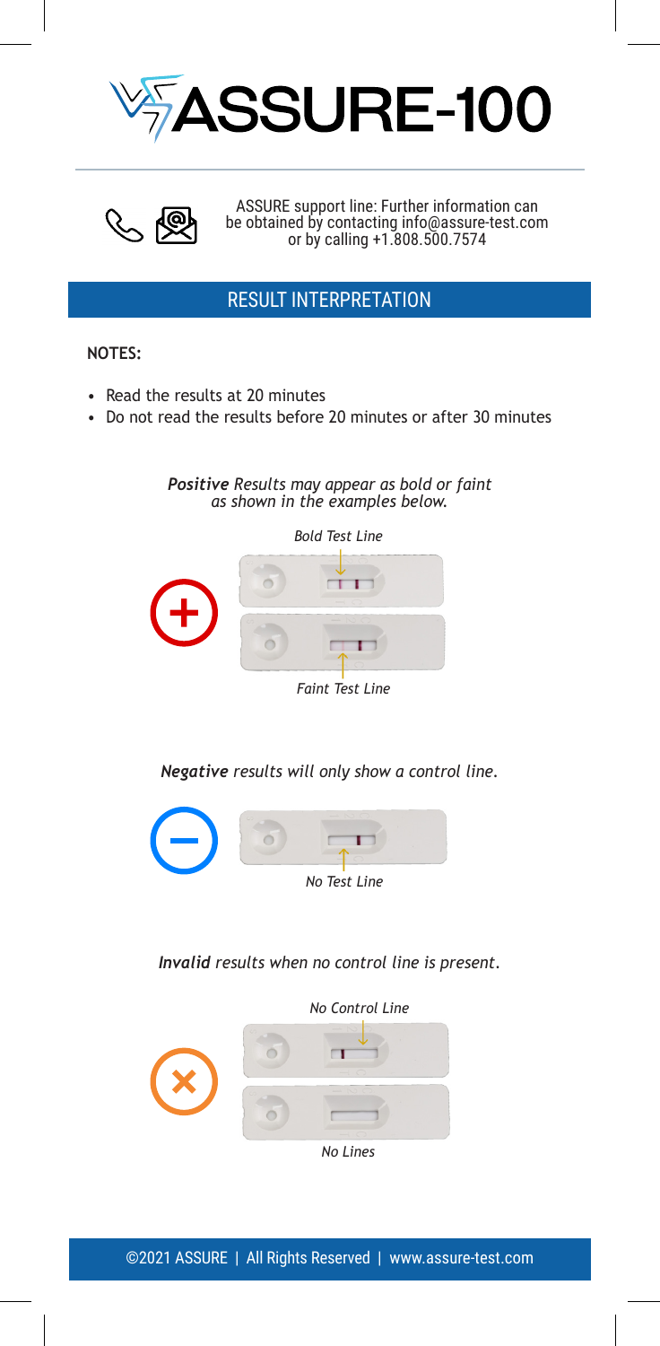# ASSURE-100

ASSURE support line: Further information can be obtained by contacting info@assure-test.com or by calling +1.808.500.7574

## RESULT INTERPRETATION

**NOTES:**

- Read the results at 20 minutes
- Do not read the results before 20 minutes or after 30 minutes

***Positive** Results may appear as bold or faint as shown in the examples below.*

*Bold Test Line*

*Faint Test Line*

***Negative** results will only show a control line.*

*No Test Line*

***Invalid** results when no control line is present.*

*No Control Line*

*No Lines*

©2021 ASSURE | All Rights Reserved | www.assure-test.com